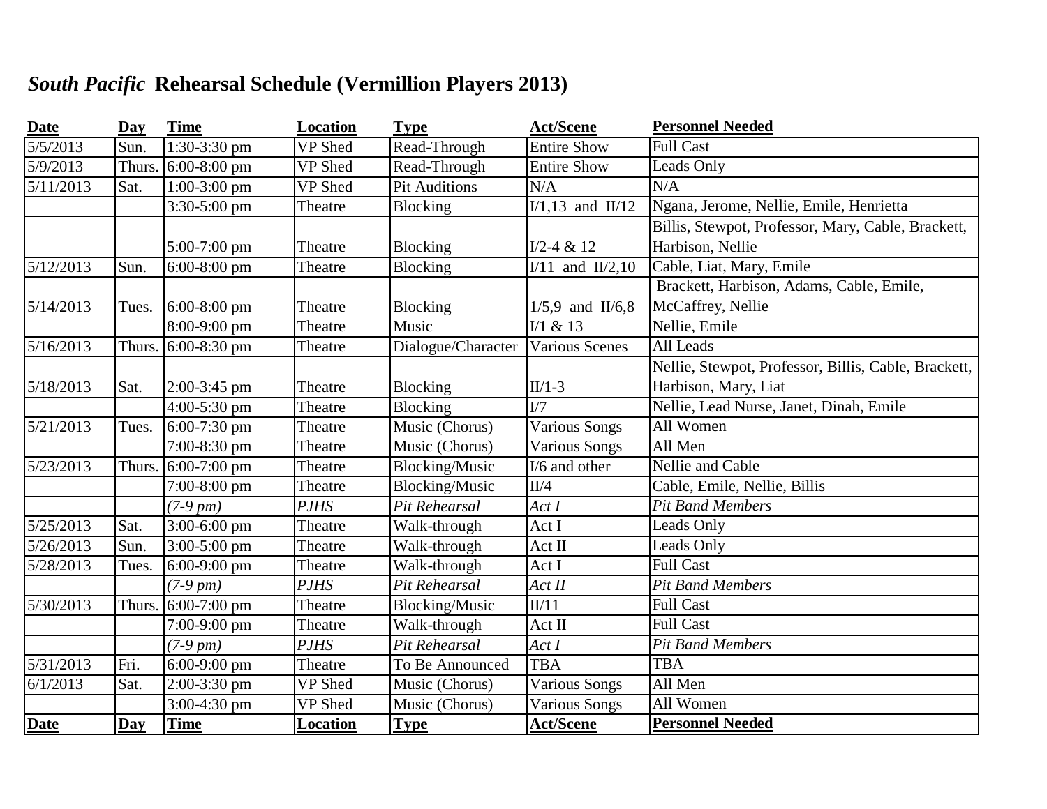# *South Pacific* Rehearsal Schedule (Vermillion Players 2013)

| Date | Day | Time | Location | Type | Act/Scene | Personnel Needed |
|---|---|---|---|---|---|---|
| 5/5/2013 | Sun. | 1:30-3:30 pm | VP Shed | Read-Through | Entire Show | Full Cast |
| 5/9/2013 | Thurs. | 6:00-8:00 pm | VP Shed | Read-Through | Entire Show | Leads Only |
| 5/11/2013 | Sat. | 1:00-3:00 pm | VP Shed | Pit Auditions | N/A | N/A |
| | | 3:30-5:00 pm | Theatre | Blocking | I/1,13 and II/12 | Ngana, Jerome, Nellie, Emile, Henrietta |
| | | 5:00-7:00 pm | Theatre | Blocking | I/2-4 & 12 | Billis, Stewpot, Professor, Mary, Cable, Brackett, Harbison, Nellie |
| 5/12/2013 | Sun. | 6:00-8:00 pm | Theatre | Blocking | I/11 and II/2,10 | Cable, Liat, Mary, Emile |
| 5/14/2013 | Tues. | 6:00-8:00 pm | Theatre | Blocking | 1/5,9 and II/6,8 | Brackett, Harbison, Adams, Cable, Emile, McCaffrey, Nellie |
| | | 8:00-9:00 pm | Theatre | Music | I/1 & 13 | Nellie, Emile |
| 5/16/2013 | Thurs. | 6:00-8:30 pm | Theatre | Dialogue/Character | Various Scenes | All Leads |
| 5/18/2013 | Sat. | 2:00-3:45 pm | Theatre | Blocking | II/1-3 | Nellie, Stewpot, Professor, Billis, Cable, Brackett, Harbison, Mary, Liat |
| | | 4:00-5:30 pm | Theatre | Blocking | I/7 | Nellie, Lead Nurse, Janet, Dinah, Emile |
| 5/21/2013 | Tues. | 6:00-7:30 pm | Theatre | Music (Chorus) | Various Songs | All Women |
| | | 7:00-8:30 pm | Theatre | Music (Chorus) | Various Songs | All Men |
| 5/23/2013 | Thurs. | 6:00-7:00 pm | Theatre | Blocking/Music | I/6 and other | Nellie and Cable |
| | | 7:00-8:00 pm | Theatre | Blocking/Music | II/4 | Cable, Emile, Nellie, Billis |
| | | *(7-9 pm)* | *PJHS* | *Pit Rehearsal* | *Act I* | *Pit Band Members* |
| 5/25/2013 | Sat. | 3:00-6:00 pm | Theatre | Walk-through | Act I | Leads Only |
| 5/26/2013 | Sun. | 3:00-5:00 pm | Theatre | Walk-through | Act II | Leads Only |
| 5/28/2013 | Tues. | 6:00-9:00 pm | Theatre | Walk-through | Act I | Full Cast |
| | | *(7-9 pm)* | *PJHS* | *Pit Rehearsal* | *Act II* | *Pit Band Members* |
| 5/30/2013 | Thurs. | 6:00-7:00 pm | Theatre | Blocking/Music | II/11 | Full Cast |
| | | 7:00-9:00 pm | Theatre | Walk-through | Act II | Full Cast |
| | | *(7-9 pm)* | *PJHS* | *Pit Rehearsal* | *Act I* | *Pit Band Members* |
| 5/31/2013 | Fri. | 6:00-9:00 pm | Theatre | To Be Announced | TBA | TBA |
| 6/1/2013 | Sat. | 2:00-3:30 pm | VP Shed | Music (Chorus) | Various Songs | All Men |
| | | 3:00-4:30 pm | VP Shed | Music (Chorus) | Various Songs | All Women |
| **Date** | **Day** | **Time** | **Location** | **Type** | **Act/Scene** | **Personnel Needed** |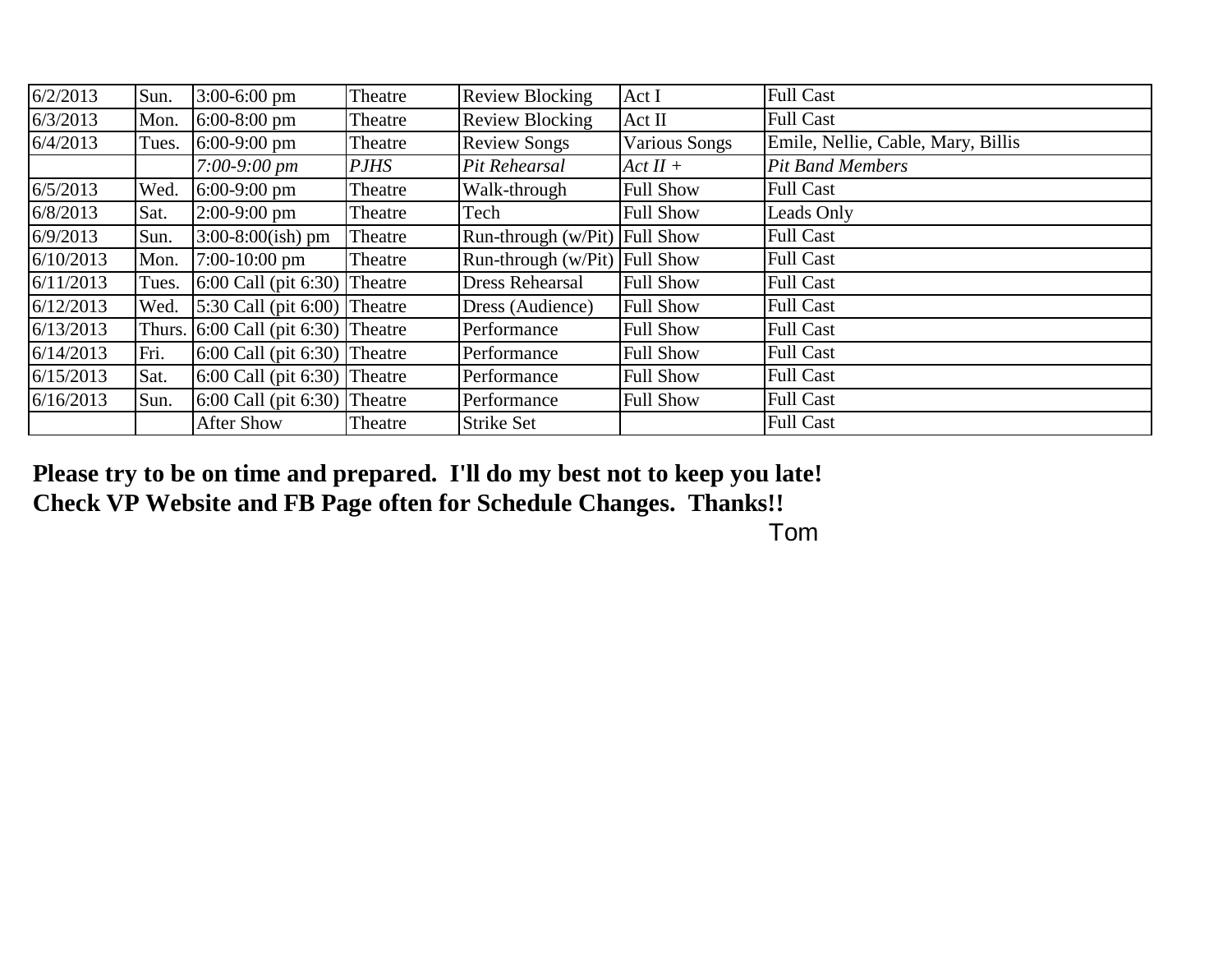| | | | | | | |
|---|---|---|---|---|---|---|
| 6/2/2013 | Sun. | 3:00-6:00 pm | Theatre | Review Blocking | Act I | Full Cast |
| 6/3/2013 | Mon. | 6:00-8:00 pm | Theatre | Review Blocking | Act II | Full Cast |
| 6/4/2013 | Tues. | 6:00-9:00 pm | Theatre | Review Songs | Various Songs | Emile, Nellie, Cable, Mary, Billis |
| | | *7:00-9:00 pm* | *PJHS* | *Pit Rehearsal* | *Act II +* | *Pit Band Members* |
| 6/5/2013 | Wed. | 6:00-9:00 pm | Theatre | Walk-through | Full Show | Full Cast |
| 6/8/2013 | Sat. | 2:00-9:00 pm | Theatre | Tech | Full Show | Leads Only |
| 6/9/2013 | Sun. | 3:00-8:00(ish) pm | Theatre | Run-through (w/Pit) | Full Show | Full Cast |
| 6/10/2013 | Mon. | 7:00-10:00 pm | Theatre | Run-through (w/Pit) | Full Show | Full Cast |
| 6/11/2013 | Tues. | 6:00 Call (pit 6:30) | Theatre | Dress Rehearsal | Full Show | Full Cast |
| 6/12/2013 | Wed. | 5:30 Call (pit 6:00) | Theatre | Dress (Audience) | Full Show | Full Cast |
| 6/13/2013 | Thurs. | 6:00 Call (pit 6:30) | Theatre | Performance | Full Show | Full Cast |
| 6/14/2013 | Fri. | 6:00 Call (pit 6:30) | Theatre | Performance | Full Show | Full Cast |
| 6/15/2013 | Sat. | 6:00 Call (pit 6:30) | Theatre | Performance | Full Show | Full Cast |
| 6/16/2013 | Sun. | 6:00 Call (pit 6:30) | Theatre | Performance | Full Show | Full Cast |
| | | After Show | Theatre | Strike Set | | Full Cast |

**Please try to be on time and prepared. I'll do my best not to keep you late!**
**Check VP Website and FB Page often for Schedule Changes. Thanks!!**

Tom